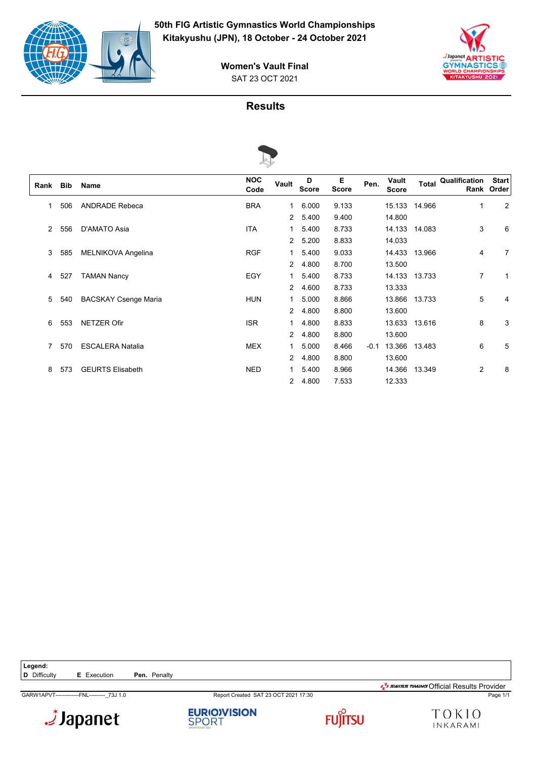# 50th FIG Artistic Gymnastics World Championships

**Kitakyushu (JPN), 18 October - 24 October 2021**

**Women's Vault Final**

SAT 23 OCT 2021

## Results

| Rank | Bib | Name | NOC Code | Vault | D Score | E Score | Pen. | Vault Score | Total | Qualification Rank | Start Order |
|---|---|---|---|---|---|---|---|---|---|---|---|
| 1 | 506 | ANDRADE Rebeca | BRA | 1 | 6.000 | 9.133 | | 15.133 | 14.966 | 1 | 2 |
| | | | | 2 | 5.400 | 9.400 | | 14.800 | | | |
| 2 | 556 | D'AMATO Asia | ITA | 1 | 5.400 | 8.733 | | 14.133 | 14.083 | 3 | 6 |
| | | | | 2 | 5.200 | 8.833 | | 14.033 | | | |
| 3 | 585 | MELNIKOVA Angelina | RGF | 1 | 5.400 | 9.033 | | 14.433 | 13.966 | 4 | 7 |
| | | | | 2 | 4.800 | 8.700 | | 13.500 | | | |
| 4 | 527 | TAMAN Nancy | EGY | 1 | 5.400 | 8.733 | | 14.133 | 13.733 | 7 | 1 |
| | | | | 2 | 4.600 | 8.733 | | 13.333 | | | |
| 5 | 540 | BACSKAY Csenge Maria | HUN | 1 | 5.000 | 8.866 | | 13.866 | 13.733 | 5 | 4 |
| | | | | 2 | 4.800 | 8.800 | | 13.600 | | | |
| 6 | 553 | NETZER Ofir | ISR | 1 | 4.800 | 8.833 | | 13.633 | 13.616 | 8 | 3 |
| | | | | 2 | 4.800 | 8.800 | | 13.600 | | | |
| 7 | 570 | ESCALERA Natalia | MEX | 1 | 5.000 | 8.466 | -0.1 | 13.366 | 13.483 | 6 | 5 |
| | | | | 2 | 4.800 | 8.800 | | 13.600 | | | |
| 8 | 573 | GEURTS Elisabeth | NED | 1 | 5.400 | 8.966 | | 14.366 | 13.349 | 2 | 8 |
| | | | | 2 | 4.800 | 7.533 | | 12.333 | | | |

**Legend:**
**D** Difficulty **E** Execution **Pen.** Penalty

SWISS TIMING Official Results Provider

GARW1APVT--------------FNL----------_73J 1.0 Report Created SAT 23 OCT 2021 17:30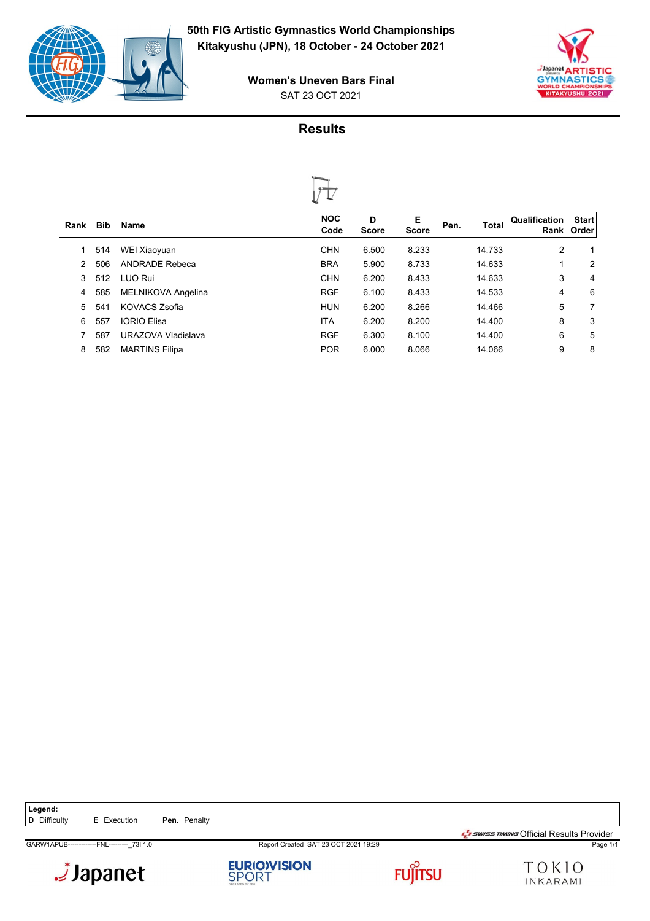# 50th FIG Artistic Gymnastics World Championships

**Kitakyushu (JPN), 18 October - 24 October 2021**

**Women's Uneven Bars Final**

SAT 23 OCT 2021

## Results

| Rank | Bib | Name | NOC Code | D Score | E Score | Pen. | Total | Qualification Rank | Start Order |
|---|---|---|---|---|---|---|---|---|---|
| 1 | 514 | WEI Xiaoyuan | CHN | 6.500 | 8.233 | | 14.733 | 2 | 1 |
| 2 | 506 | ANDRADE Rebeca | BRA | 5.900 | 8.733 | | 14.633 | 1 | 2 |
| 3 | 512 | LUO Rui | CHN | 6.200 | 8.433 | | 14.633 | 3 | 4 |
| 4 | 585 | MELNIKOVA Angelina | RGF | 6.100 | 8.433 | | 14.533 | 4 | 6 |
| 5 | 541 | KOVACS Zsofia | HUN | 6.200 | 8.266 | | 14.466 | 5 | 7 |
| 6 | 557 | IORIO Elisa | ITA | 6.200 | 8.200 | | 14.400 | 8 | 3 |
| 7 | 587 | URAZOVA Vladislava | RGF | 6.300 | 8.100 | | 14.400 | 6 | 5 |
| 8 | 582 | MARTINS Filipa | POR | 6.000 | 8.066 | | 14.066 | 9 | 8 |

**Legend:**
**D** Difficulty  **E** Execution  **Pen.** Penalty

SWISS TIMING Official Results Provider

GARW1APUB--------------FNL---------_73I 1.0  Report Created SAT 23 OCT 2021 19:29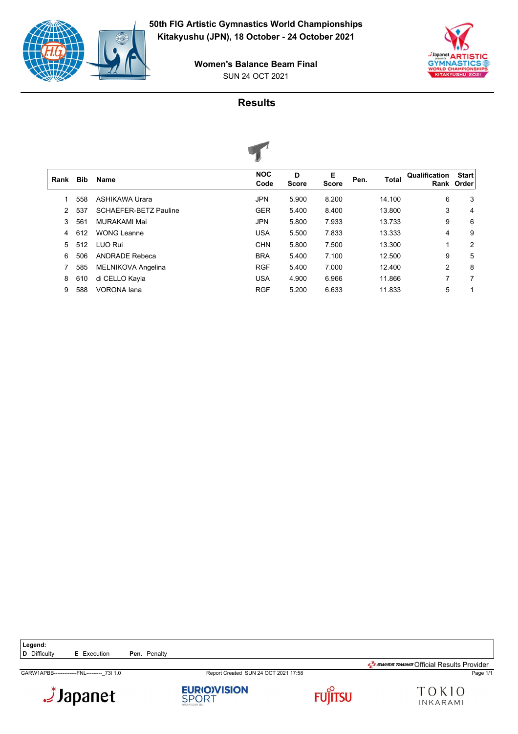# 50th FIG Artistic Gymnastics World Championships

**Kitakyushu (JPN), 18 October - 24 October 2021**

**Women's Balance Beam Final**

SUN 24 OCT 2021

## Results

| Rank | Bib | Name | NOC Code | D Score | E Score | Pen. | Total | Qualification Rank | Start Order |
|---|---|---|---|---|---|---|---|---|---|
| 1 | 558 | ASHIKAWA Urara | JPN | 5.900 | 8.200 | | 14.100 | 6 | 3 |
| 2 | 537 | SCHAEFER-BETZ Pauline | GER | 5.400 | 8.400 | | 13.800 | 3 | 4 |
| 3 | 561 | MURAKAMI Mai | JPN | 5.800 | 7.933 | | 13.733 | 9 | 6 |
| 4 | 612 | WONG Leanne | USA | 5.500 | 7.833 | | 13.333 | 4 | 9 |
| 5 | 512 | LUO Rui | CHN | 5.800 | 7.500 | | 13.300 | 1 | 2 |
| 6 | 506 | ANDRADE Rebeca | BRA | 5.400 | 7.100 | | 12.500 | 9 | 5 |
| 7 | 585 | MELNIKOVA Angelina | RGF | 5.400 | 7.000 | | 12.400 | 2 | 8 |
| 8 | 610 | di CELLO Kayla | USA | 4.900 | 6.966 | | 11.866 | 7 | 7 |
| 9 | 588 | VORONA Iana | RGF | 5.200 | 6.633 | | 11.833 | 5 | 1 |

**Legend:**
**D** Difficulty **E** Execution **Pen.** Penalty

SWISS TIMING Official Results Provider

GARW1APBB-------------FNL---------_73I 1.0 Report Created SUN 24 OCT 2021 17:58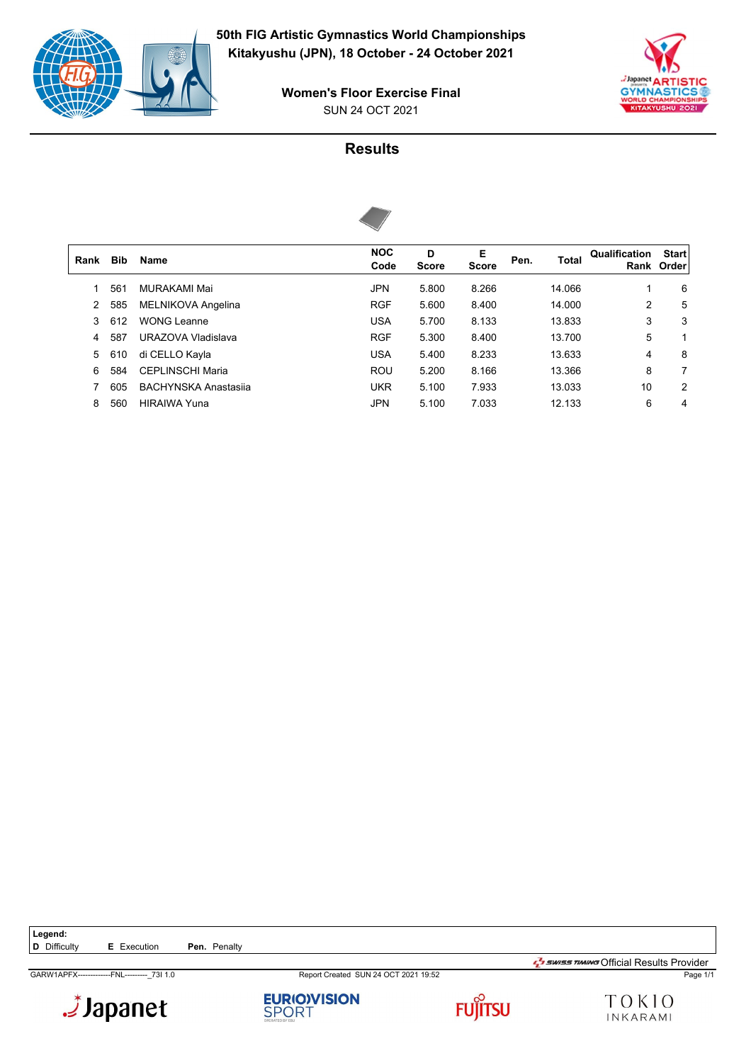# 50th FIG Artistic Gymnastics World Championships

**Kitakyushu (JPN), 18 October - 24 October 2021**

## Women's Floor Exercise Final

SUN 24 OCT 2021

## Results

| Rank | Bib | Name | NOC Code | D Score | E Score | Pen. | Total | Qualification Rank | Start Order |
|---|---|---|---|---|---|---|---|---|---|
| 1 | 561 | MURAKAMI Mai | JPN | 5.800 | 8.266 | | 14.066 | 1 | 6 |
| 2 | 585 | MELNIKOVA Angelina | RGF | 5.600 | 8.400 | | 14.000 | 2 | 5 |
| 3 | 612 | WONG Leanne | USA | 5.700 | 8.133 | | 13.833 | 3 | 3 |
| 4 | 587 | URAZOVA Vladislava | RGF | 5.300 | 8.400 | | 13.700 | 5 | 1 |
| 5 | 610 | di CELLO Kayla | USA | 5.400 | 8.233 | | 13.633 | 4 | 8 |
| 6 | 584 | CEPLINSCHI Maria | ROU | 5.200 | 8.166 | | 13.366 | 8 | 7 |
| 7 | 605 | BACHYNSKA Anastasiia | UKR | 5.100 | 7.933 | | 13.033 | 10 | 2 |
| 8 | 560 | HIRAIWA Yuna | JPN | 5.100 | 7.033 | | 12.133 | 6 | 4 |

**Legend:**
**D** Difficulty **E** Execution **Pen.** Penalty

SWISS TIMING Official Results Provider

GARW1APFX--------------FNL----------_73I 1.0 Report Created SUN 24 OCT 2021 19:52